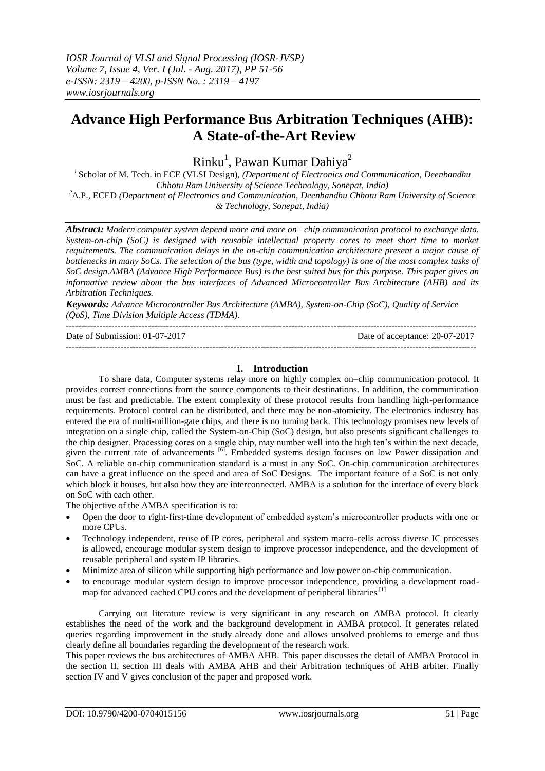# Advance High Performance Bus Arbitration Techniques (AHB): A State-of-the-Art Review

Rinku[1], Pawan Kumar Dahiya[2]

[1] Scholar of M. Tech. in ECE (VLSI Design), *(Department of Electronics and Communication, Deenbandhu Chhotu Ram University of Science Technology, Sonepat, India)*

[2] A.P., ECED *(Department of Electronics and Communication, Deenbandhu Chhotu Ram University of Science & Technology, Sonepat, India)*

***Abstract:*** *Modern computer system depend more and more on– chip communication protocol to exchange data. System-on-chip (SoC) is designed with reusable intellectual property cores to meet short time to market requirements. The communication delays in the on-chip communication architecture present a major cause of bottlenecks in many SoCs. The selection of the bus (type, width and topology) is one of the most complex tasks of SoC design.AMBA (Advance High Performance Bus) is the best suited bus for this purpose. This paper gives an informative review about the bus interfaces of Advanced Microcontroller Bus Architecture (AHB) and its Arbitration Techniques.*

***Keywords:*** *Advance Microcontroller Bus Architecture (AMBA), System-on-Chip (SoC), Quality of Service (QoS), Time Division Multiple Access (TDMA).*

---

Date of Submission: 01-07-2017 Date of acceptance: 20-07-2017

---

## I. Introduction

To share data, Computer systems relay more on highly complex on–chip communication protocol. It provides correct connections from the source components to their destinations. In addition, the communication must be fast and predictable. The extent complexity of these protocol results from handling high-performance requirements. Protocol control can be distributed, and there may be non-atomicity. The electronics industry has entered the era of multi-million-gate chips, and there is no turning back. This technology promises new levels of integration on a single chip, called the System-on-Chip (SoC) design, but also presents significant challenges to the chip designer. Processing cores on a single chip, may number well into the high ten's within the next decade, given the current rate of advancements [6]. Embedded systems design focuses on low Power dissipation and SoC. A reliable on-chip communication standard is a must in any SoC. On-chip communication architectures can have a great influence on the speed and area of SoC Designs. The important feature of a SoC is not only which block it houses, but also how they are interconnected. AMBA is a solution for the interface of every block on SoC with each other.

The objective of the AMBA specification is to:

- Open the door to right-first-time development of embedded system's microcontroller products with one or more CPUs.
- Technology independent, reuse of IP cores, peripheral and system macro-cells across diverse IC processes is allowed, encourage modular system design to improve processor independence, and the development of reusable peripheral and system IP libraries.
- Minimize area of silicon while supporting high performance and low power on-chip communication.
- to encourage modular system design to improve processor independence, providing a development road-map for advanced cached CPU cores and the development of peripheral libraries [1]

Carrying out literature review is very significant in any research on AMBA protocol. It clearly establishes the need of the work and the background development in AMBA protocol. It generates related queries regarding improvement in the study already done and allows unsolved problems to emerge and thus clearly define all boundaries regarding the development of the research work.

This paper reviews the bus architectures of AMBA AHB. This paper discusses the detail of AMBA Protocol in the section II, section III deals with AMBA AHB and their Arbitration techniques of AHB arbiter. Finally section IV and V gives conclusion of the paper and proposed work.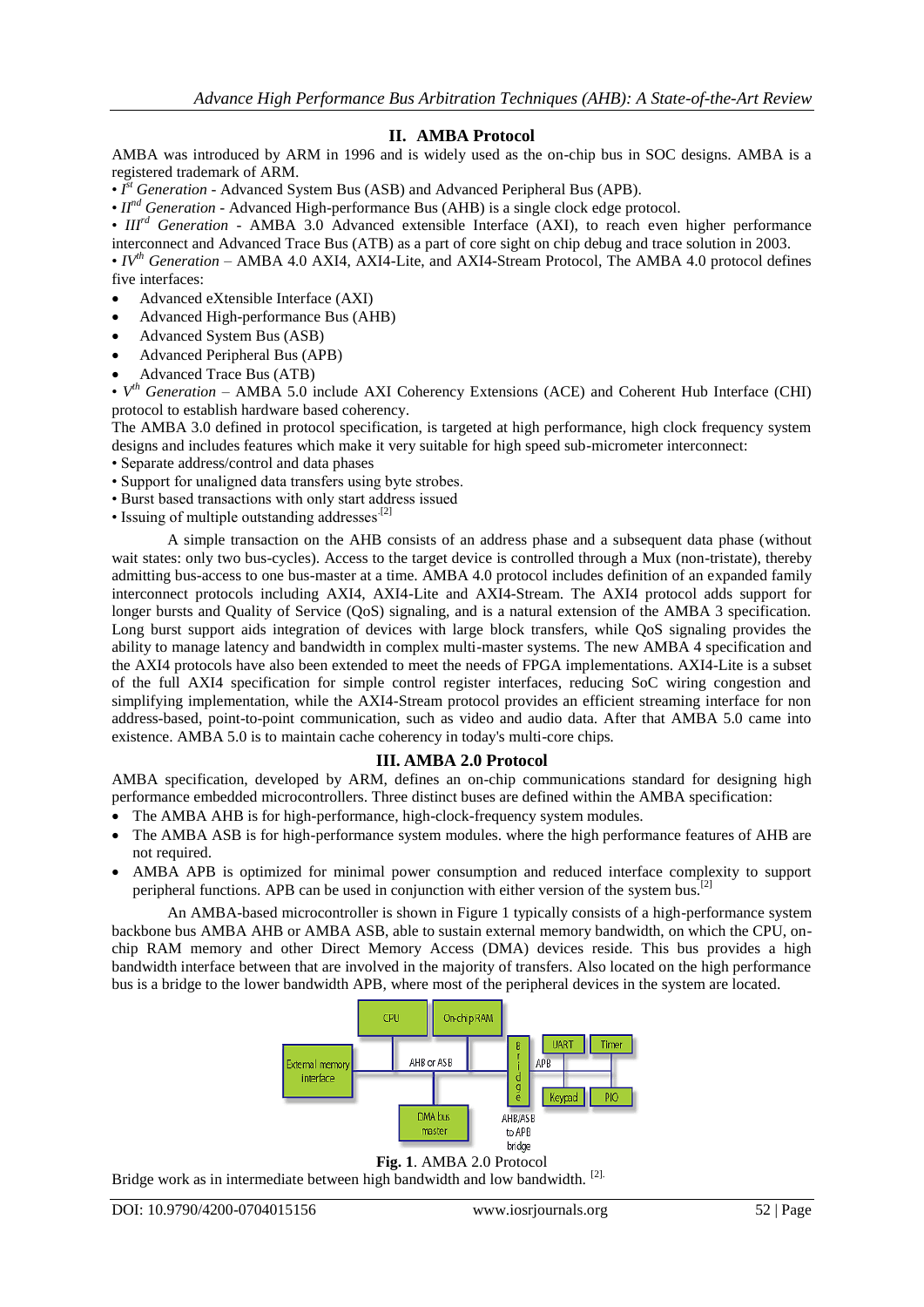## II. AMBA Protocol

AMBA was introduced by ARM in 1996 and is widely used as the on-chip bus in SOC designs. AMBA is a registered trademark of ARM.

- *I[st] Generation* - Advanced System Bus (ASB) and Advanced Peripheral Bus (APB).
- *II[nd] Generation* - Advanced High-performance Bus (AHB) is a single clock edge protocol.
- *III[rd] Generation* - AMBA 3.0 Advanced extensible Interface (AXI), to reach even higher performance interconnect and Advanced Trace Bus (ATB) as a part of core sight on chip debug and trace solution in 2003.
- *IV[th] Generation* – AMBA 4.0 AXI4, AXI4-Lite, and AXI4-Stream Protocol, The AMBA 4.0 protocol defines five interfaces:
  - Advanced eXtensible Interface (AXI)
  - Advanced High-performance Bus (AHB)
  - Advanced System Bus (ASB)
  - Advanced Peripheral Bus (APB)
  - Advanced Trace Bus (ATB)
- *V[th] Generation* – AMBA 5.0 include AXI Coherency Extensions (ACE) and Coherent Hub Interface (CHI) protocol to establish hardware based coherency.

The AMBA 3.0 defined in protocol specification, is targeted at high performance, high clock frequency system designs and includes features which make it very suitable for high speed sub-micrometer interconnect:

- Separate address/control and data phases
- Support for unaligned data transfers using byte strobes.
- Burst based transactions with only start address issued
- Issuing of multiple outstanding addresses [2]

A simple transaction on the AHB consists of an address phase and a subsequent data phase (without wait states: only two bus-cycles). Access to the target device is controlled through a Mux (non-tristate), thereby admitting bus-access to one bus-master at a time. AMBA 4.0 protocol includes definition of an expanded family interconnect protocols including AXI4, AXI4-Lite and AXI4-Stream. The AXI4 protocol adds support for longer bursts and Quality of Service (QoS) signaling, and is a natural extension of the AMBA 3 specification. Long burst support aids integration of devices with large block transfers, while QoS signaling provides the ability to manage latency and bandwidth in complex multi-master systems. The new AMBA 4 specification and the AXI4 protocols have also been extended to meet the needs of FPGA implementations. AXI4-Lite is a subset of the full AXI4 specification for simple control register interfaces, reducing SoC wiring congestion and simplifying implementation, while the AXI4-Stream protocol provides an efficient streaming interface for non address-based, point-to-point communication, such as video and audio data. After that AMBA 5.0 came into existence. AMBA 5.0 is to maintain cache coherency in today's multi-core chips.

## III. AMBA 2.0 Protocol

AMBA specification, developed by ARM, defines an on-chip communications standard for designing high performance embedded microcontrollers. Three distinct buses are defined within the AMBA specification:

- The AMBA AHB is for high-performance, high-clock-frequency system modules.
- The AMBA ASB is for high-performance system modules. where the high performance features of AHB are not required.
- AMBA APB is optimized for minimal power consumption and reduced interface complexity to support peripheral functions. APB can be used in conjunction with either version of the system bus.[2]

An AMBA-based microcontroller is shown in Figure 1 typically consists of a high-performance system backbone bus AMBA AHB or AMBA ASB, able to sustain external memory bandwidth, on which the CPU, on-chip RAM memory and other Direct Memory Access (DMA) devices reside. This bus provides a high bandwidth interface between that are involved in the majority of transfers. Also located on the high performance bus is a bridge to the lower bandwidth APB, where most of the peripheral devices in the system are located.

**Fig. 1**. AMBA 2.0 Protocol

Bridge work as in intermediate between high bandwidth and low bandwidth. [2].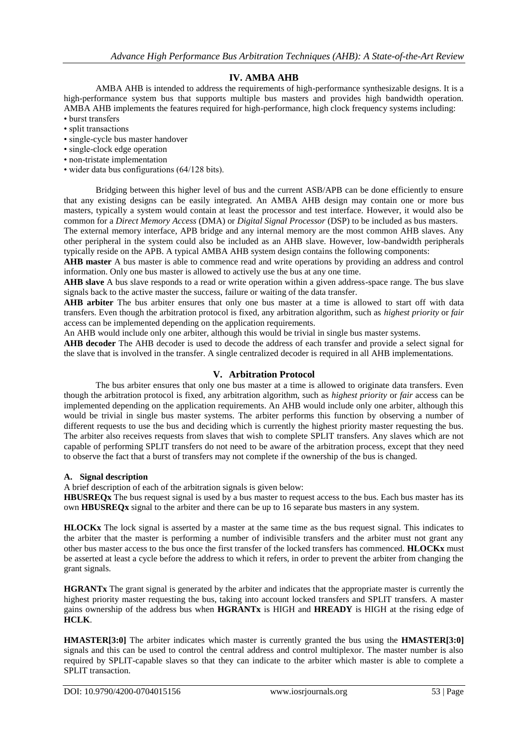## IV. AMBA AHB

AMBA AHB is intended to address the requirements of high-performance synthesizable designs. It is a high-performance system bus that supports multiple bus masters and provides high bandwidth operation. AMBA AHB implements the features required for high-performance, high clock frequency systems including:

- burst transfers
- split transactions
- single-cycle bus master handover
- single-clock edge operation
- non-tristate implementation
- wider data bus configurations (64/128 bits).

Bridging between this higher level of bus and the current ASB/APB can be done efficiently to ensure that any existing designs can be easily integrated. An AMBA AHB design may contain one or more bus masters, typically a system would contain at least the processor and test interface. However, it would also be common for a *Direct Memory Access* (DMA) or *Digital Signal Processor* (DSP) to be included as bus masters.

The external memory interface, APB bridge and any internal memory are the most common AHB slaves. Any other peripheral in the system could also be included as an AHB slave. However, low-bandwidth peripherals typically reside on the APB. A typical AMBA AHB system design contains the following components:

**AHB master** A bus master is able to commence read and write operations by providing an address and control information. Only one bus master is allowed to actively use the bus at any one time.

**AHB slave** A bus slave responds to a read or write operation within a given address-space range. The bus slave signals back to the active master the success, failure or waiting of the data transfer.

**AHB arbiter** The bus arbiter ensures that only one bus master at a time is allowed to start off with data transfers. Even though the arbitration protocol is fixed, any arbitration algorithm, such as *highest priority* or *fair* access can be implemented depending on the application requirements.

An AHB would include only one arbiter, although this would be trivial in single bus master systems.

**AHB decoder** The AHB decoder is used to decode the address of each transfer and provide a select signal for the slave that is involved in the transfer. A single centralized decoder is required in all AHB implementations.

## V. Arbitration Protocol

The bus arbiter ensures that only one bus master at a time is allowed to originate data transfers. Even though the arbitration protocol is fixed, any arbitration algorithm, such as *highest priority* or *fair* access can be implemented depending on the application requirements. An AHB would include only one arbiter, although this would be trivial in single bus master systems. The arbiter performs this function by observing a number of different requests to use the bus and deciding which is currently the highest priority master requesting the bus. The arbiter also receives requests from slaves that wish to complete SPLIT transfers. Any slaves which are not capable of performing SPLIT transfers do not need to be aware of the arbitration process, except that they need to observe the fact that a burst of transfers may not complete if the ownership of the bus is changed.

### A. Signal description

A brief description of each of the arbitration signals is given below:

**HBUSREQx** The bus request signal is used by a bus master to request access to the bus. Each bus master has its own **HBUSREQx** signal to the arbiter and there can be up to 16 separate bus masters in any system.

**HLOCKx** The lock signal is asserted by a master at the same time as the bus request signal. This indicates to the arbiter that the master is performing a number of indivisible transfers and the arbiter must not grant any other bus master access to the bus once the first transfer of the locked transfers has commenced. **HLOCKx** must be asserted at least a cycle before the address to which it refers, in order to prevent the arbiter from changing the grant signals.

**HGRANTx** The grant signal is generated by the arbiter and indicates that the appropriate master is currently the highest priority master requesting the bus, taking into account locked transfers and SPLIT transfers. A master gains ownership of the address bus when **HGRANTx** is HIGH and **HREADY** is HIGH at the rising edge of **HCLK**.

**HMASTER[3:0]** The arbiter indicates which master is currently granted the bus using the **HMASTER[3:0]** signals and this can be used to control the central address and control multiplexor. The master number is also required by SPLIT-capable slaves so that they can indicate to the arbiter which master is able to complete a SPLIT transaction.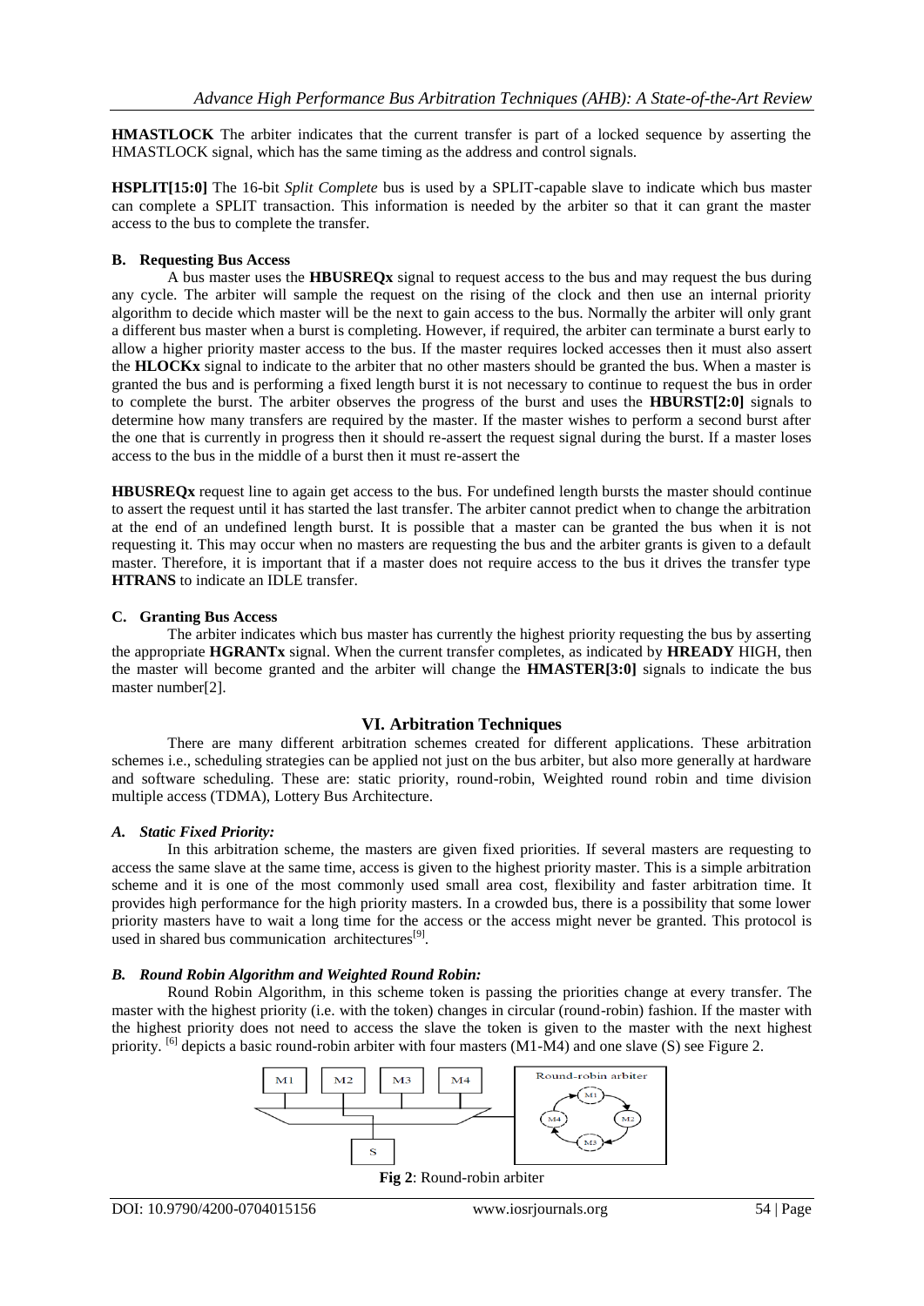**HMASTLOCK** The arbiter indicates that the current transfer is part of a locked sequence by asserting the HMASTLOCK signal, which has the same timing as the address and control signals.

**HSPLIT[15:0]** The 16-bit *Split Complete* bus is used by a SPLIT-capable slave to indicate which bus master can complete a SPLIT transaction. This information is needed by the arbiter so that it can grant the master access to the bus to complete the transfer.

### B. Requesting Bus Access

A bus master uses the **HBUSREQx** signal to request access to the bus and may request the bus during any cycle. The arbiter will sample the request on the rising of the clock and then use an internal priority algorithm to decide which master will be the next to gain access to the bus. Normally the arbiter will only grant a different bus master when a burst is completing. However, if required, the arbiter can terminate a burst early to allow a higher priority master access to the bus. If the master requires locked accesses then it must also assert the **HLOCKx** signal to indicate to the arbiter that no other masters should be granted the bus. When a master is granted the bus and is performing a fixed length burst it is not necessary to continue to request the bus in order to complete the burst. The arbiter observes the progress of the burst and uses the **HBURST[2:0]** signals to determine how many transfers are required by the master. If the master wishes to perform a second burst after the one that is currently in progress then it should re-assert the request signal during the burst. If a master loses access to the bus in the middle of a burst then it must re-assert the

**HBUSREQx** request line to again get access to the bus. For undefined length bursts the master should continue to assert the request until it has started the last transfer. The arbiter cannot predict when to change the arbitration at the end of an undefined length burst. It is possible that a master can be granted the bus when it is not requesting it. This may occur when no masters are requesting the bus and the arbiter grants is given to a default master. Therefore, it is important that if a master does not require access to the bus it drives the transfer type **HTRANS** to indicate an IDLE transfer.

### C. Granting Bus Access

The arbiter indicates which bus master has currently the highest priority requesting the bus by asserting the appropriate **HGRANTx** signal. When the current transfer completes, as indicated by **HREADY** HIGH, then the master will become granted and the arbiter will change the **HMASTER[3:0]** signals to indicate the bus master number[2].

## VI. Arbitration Techniques

There are many different arbitration schemes created for different applications. These arbitration schemes i.e., scheduling strategies can be applied not just on the bus arbiter, but also more generally at hardware and software scheduling. These are: static priority, round-robin, Weighted round robin and time division multiple access (TDMA), Lottery Bus Architecture.

### *A. Static Fixed Priority:*

In this arbitration scheme, the masters are given fixed priorities. If several masters are requesting to access the same slave at the same time, access is given to the highest priority master. This is a simple arbitration scheme and it is one of the most commonly used small area cost, flexibility and faster arbitration time. It provides high performance for the high priority masters. In a crowded bus, there is a possibility that some lower priority masters have to wait a long time for the access or the access might never be granted. This protocol is used in shared bus communication architectures[9].

### *B. Round Robin Algorithm and Weighted Round Robin:*

Round Robin Algorithm, in this scheme token is passing the priorities change at every transfer. The master with the highest priority (i.e. with the token) changes in circular (round-robin) fashion. If the master with the highest priority does not need to access the slave the token is given to the master with the next highest priority. [6] depicts a basic round-robin arbiter with four masters (M1-M4) and one slave (S) see Figure 2.

**Fig 2**: Round-robin arbiter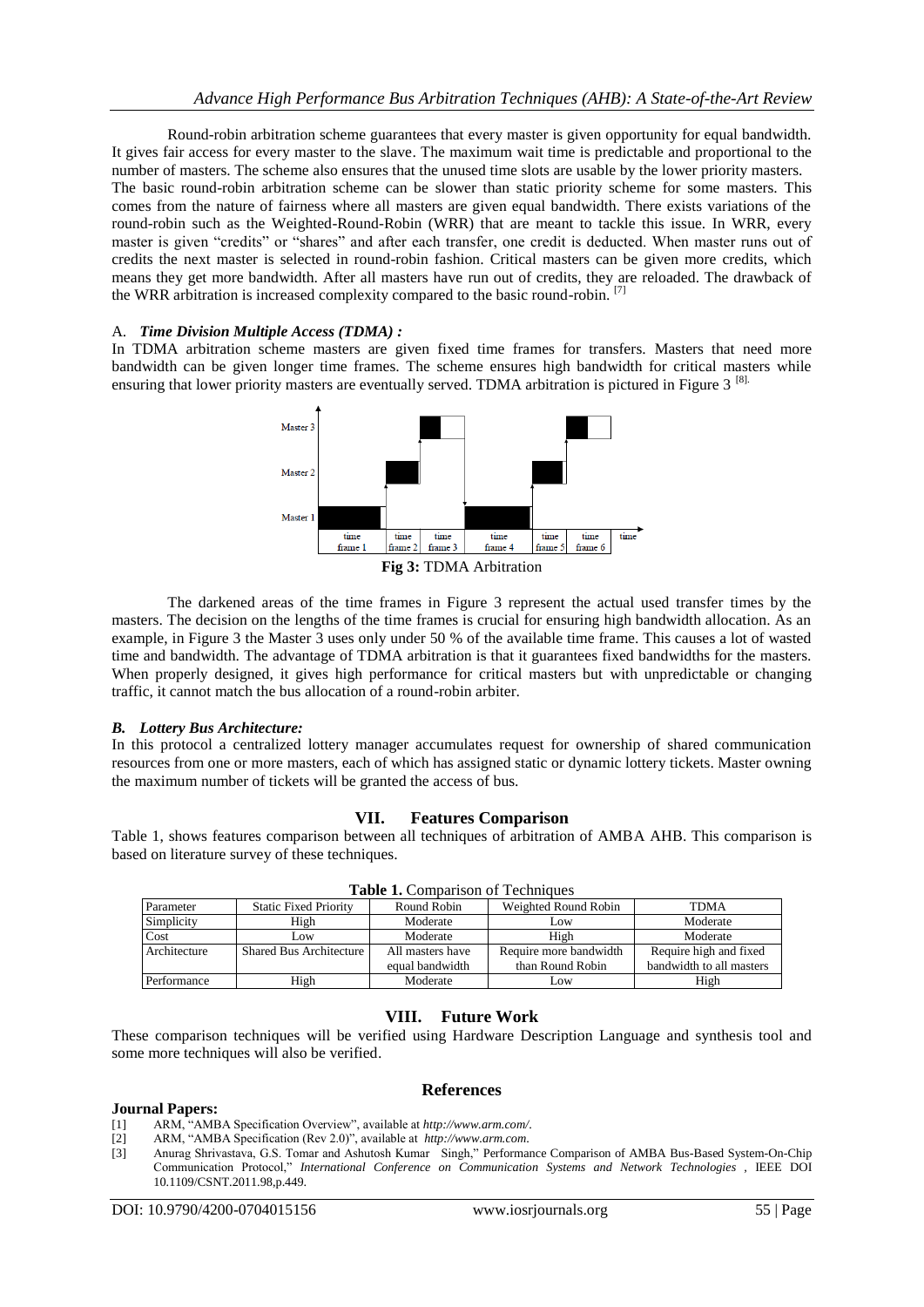Round-robin arbitration scheme guarantees that every master is given opportunity for equal bandwidth. It gives fair access for every master to the slave. The maximum wait time is predictable and proportional to the number of masters. The scheme also ensures that the unused time slots are usable by the lower priority masters.
The basic round-robin arbitration scheme can be slower than static priority scheme for some masters. This comes from the nature of fairness where all masters are given equal bandwidth. There exists variations of the round-robin such as the Weighted-Round-Robin (WRR) that are meant to tackle this issue. In WRR, every master is given "credits" or "shares" and after each transfer, one credit is deducted. When master runs out of credits the next master is selected in round-robin fashion. Critical masters can be given more credits, which means they get more bandwidth. After all masters have run out of credits, they are reloaded. The drawback of the WRR arbitration is increased complexity compared to the basic round-robin. [7]

### A. *Time Division Multiple Access (TDMA) :*

In TDMA arbitration scheme masters are given fixed time frames for transfers. Masters that need more bandwidth can be given longer time frames. The scheme ensures high bandwidth for critical masters while ensuring that lower priority masters are eventually served. TDMA arbitration is pictured in Figure 3 [8].

**Fig 3:** TDMA Arbitration

The darkened areas of the time frames in Figure 3 represent the actual used transfer times by the masters. The decision on the lengths of the time frames is crucial for ensuring high bandwidth allocation. As an example, in Figure 3 the Master 3 uses only under 50 % of the available time frame. This causes a lot of wasted time and bandwidth. The advantage of TDMA arbitration is that it guarantees fixed bandwidths for the masters. When properly designed, it gives high performance for critical masters but with unpredictable or changing traffic, it cannot match the bus allocation of a round-robin arbiter.

### *B. Lottery Bus Architecture:*

In this protocol a centralized lottery manager accumulates request for ownership of shared communication resources from one or more masters, each of which has assigned static or dynamic lottery tickets. Master owning the maximum number of tickets will be granted the access of bus.

## VII. Features Comparison

Table 1, shows features comparison between all techniques of arbitration of AMBA AHB. This comparison is based on literature survey of these techniques.

**Table 1.** Comparison of Techniques

| Parameter | Static Fixed Priority | Round Robin | Weighted Round Robin | TDMA |
|---|---|---|---|---|
| Simplicity | High | Moderate | Low | Moderate |
| Cost | Low | Moderate | High | Moderate |
| Architecture | Shared Bus Architecture | All masters have equal bandwidth | Require more bandwidth than Round Robin | Require high and fixed bandwidth to all masters |
| Performance | High | Moderate | Low | High |

## VIII. Future Work

These comparison techniques will be verified using Hardware Description Language and synthesis tool and some more techniques will also be verified.

## References

**Journal Papers:**

[1] ARM, "AMBA Specification Overview", available at *http://www.arm.com/*.
[2] ARM, "AMBA Specification (Rev 2.0)", available at *http://www.arm.com*.
[3] Anurag Shrivastava, G.S. Tomar and Ashutosh Kumar Singh," Performance Comparison of AMBA Bus-Based System-On-Chip Communication Protocol," *International Conference on Communication Systems and Network Technologies* , IEEE DOI 10.1109/CSNT.2011.98,p.449.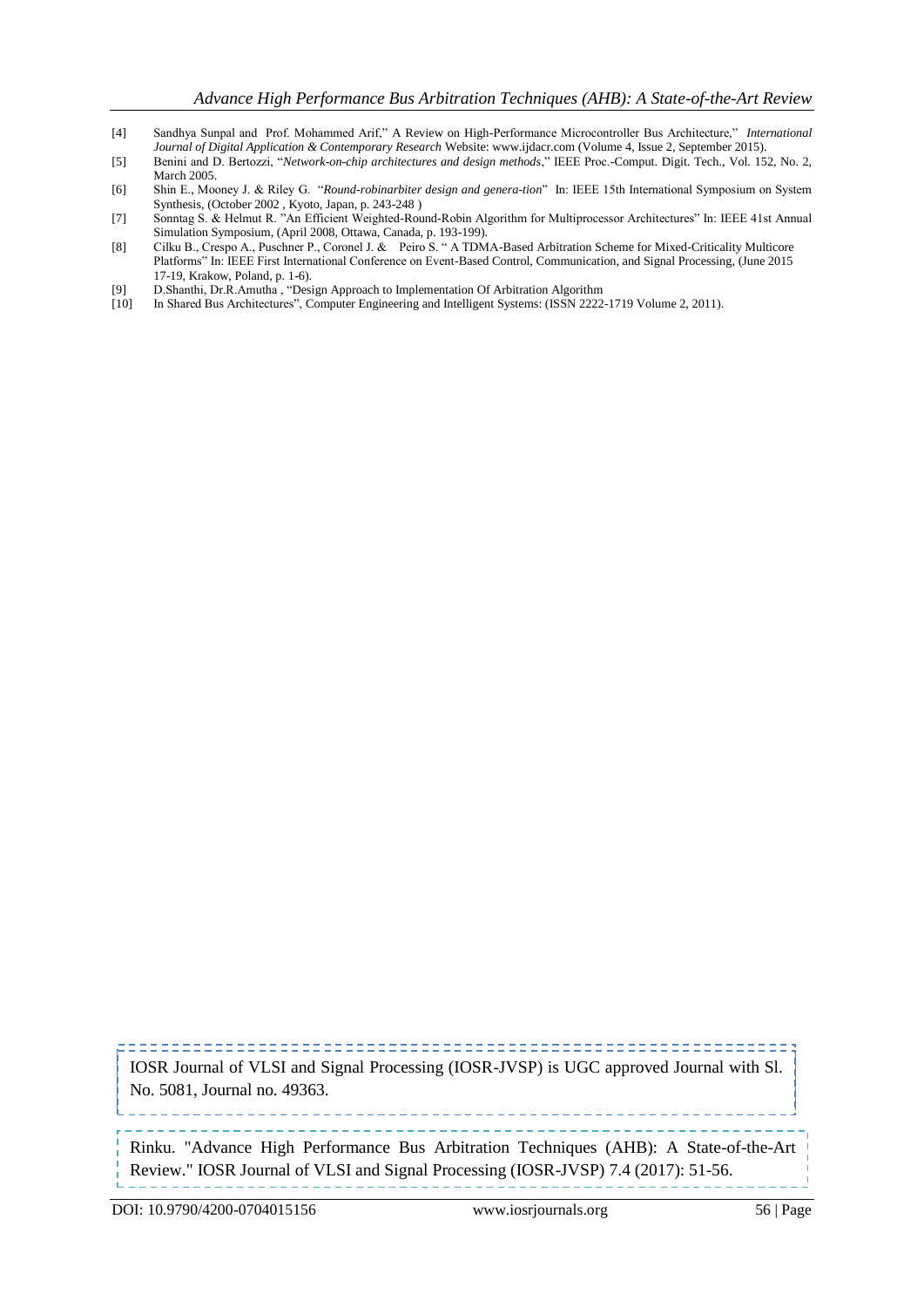[4] Sandhya Sunpal and Prof. Mohammed Arif," A Review on High-Performance Microcontroller Bus Architecture," *International Journal of Digital Application & Contemporary Research* Website: www.ijdacr.com (Volume 4, Issue 2, September 2015).

[5] Benini and D. Bertozzi, "*Network-on-chip architectures and design methods*," IEEE Proc.-Comput. Digit. Tech., Vol. 152, No. 2, March 2005.

[6] Shin E., Mooney J. & Riley G. "*Round-robinarbiter design and genera-tion*" In: IEEE 15th International Symposium on System Synthesis, (October 2002 , Kyoto, Japan, p. 243-248 )

[7] Sonntag S. & Helmut R. "An Efficient Weighted-Round-Robin Algorithm for Multiprocessor Architectures" In: IEEE 41st Annual Simulation Symposium, (April 2008, Ottawa, Canada, p. 193-199).

[8] Cilku B., Crespo A., Puschner P., Coronel J. & Peiro S. " A TDMA-Based Arbitration Scheme for Mixed-Criticality Multicore Platforms" In: IEEE First International Conference on Event-Based Control, Communication, and Signal Processing, (June 2015 17-19, Krakow, Poland, p. 1-6).

[9] D.Shanthi, Dr.R.Amutha , "Design Approach to Implementation Of Arbitration Algorithm

[10] In Shared Bus Architectures", Computer Engineering and Intelligent Systems: (ISSN 2222-1719 Volume 2, 2011).

IOSR Journal of VLSI and Signal Processing (IOSR-JVSP) is UGC approved Journal with Sl. No. 5081, Journal no. 49363.

Rinku. "Advance High Performance Bus Arbitration Techniques (AHB): A State-of-the-Art Review." IOSR Journal of VLSI and Signal Processing (IOSR-JVSP) 7.4 (2017): 51-56.